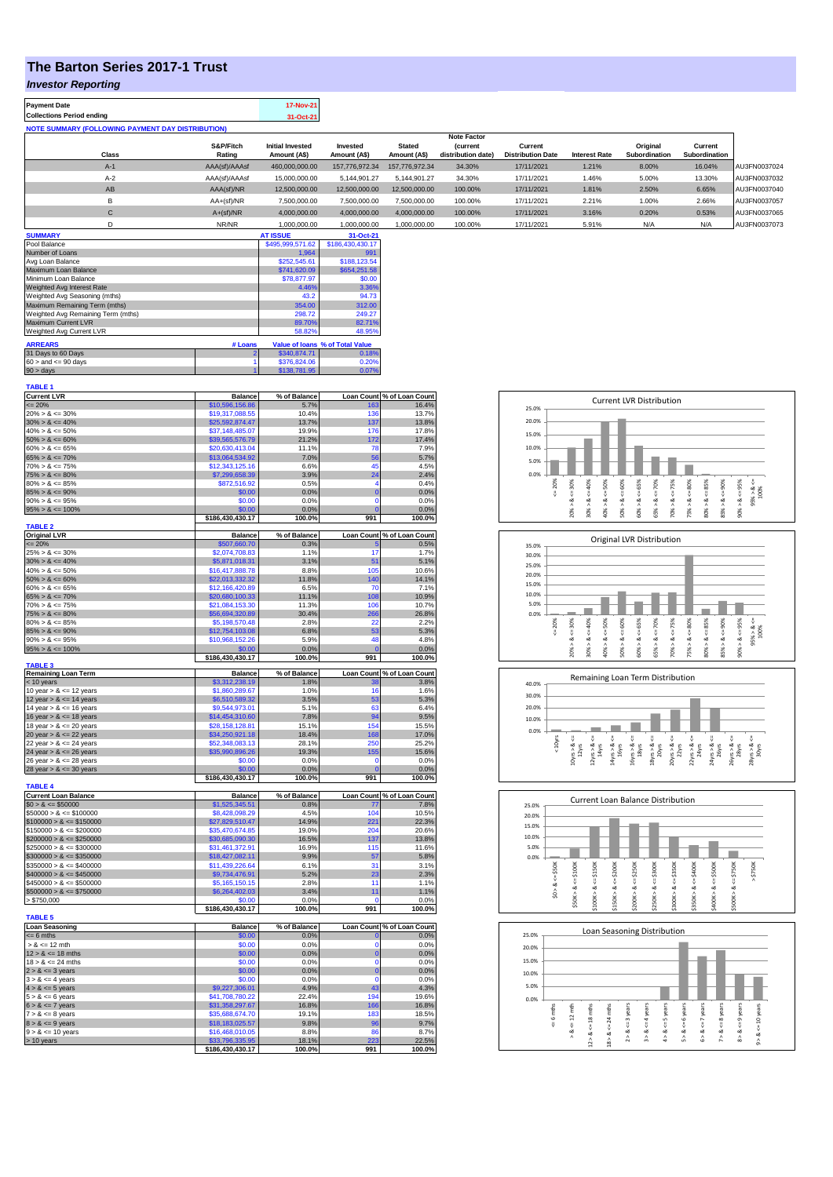# The Barton Series 2017-1 Trust

## *Investor Reporting*

| | |
|---|---|
| **Payment Date** | 17-Nov-21 |
| **Collections Period ending** | 31-Oct-21 |

**NOTE SUMMARY (FOLLOWING PAYMENT DAY DISTRIBUTION)**

| Class | S&P/Fitch Rating | Initial Invested Amount (A$) | Invested Amount (A$) | Stated Amount (A$) | Note Factor (current distribution date) | Current Distribution Date | Interest Rate | Original Subordination | Current Subordination | |
|---|---|---|---|---|---|---|---|---|---|---|
| A-1 | AAA(sf)/AAAsf | 460,000,000.00 | 157,776,972.34 | 157,776,972.34 | 34.30% | 17/11/2021 | 1.21% | 8.00% | 16.04% | AU3FN0037024 |
| A-2 | AAA(sf)/AAAsf | 15,000,000.00 | 5,144,901.27 | 5,144,901.27 | 34.30% | 17/11/2021 | 1.46% | 5.00% | 13.30% | AU3FN0037032 |
| AB | AAA(sf)/NR | 12,500,000.00 | 12,500,000.00 | 12,500,000.00 | 100.00% | 17/11/2021 | 1.81% | 2.50% | 6.65% | AU3FN0037040 |
| B | AA+(sf)/NR | 7,500,000.00 | 7,500,000.00 | 7,500,000.00 | 100.00% | 17/11/2021 | 2.21% | 1.00% | 2.66% | AU3FN0037057 |
| C | A+(sf)/NR | 4,000,000.00 | 4,000,000.00 | 4,000,000.00 | 100.00% | 17/11/2021 | 3.16% | 0.20% | 0.53% | AU3FN0037065 |
| D | NR/NR | 1,000,000.00 | 1,000,000.00 | 1,000,000.00 | 100.00% | 17/11/2021 | 5.91% | N/A | N/A | AU3FN0037073 |

| SUMMARY | AT ISSUE | 31-Oct-21 |
|---|---|---|
| Pool Balance | $495,999,571.62 | $186,430,430.17 |
| Number of Loans | 1,964 | 991 |
| Avg Loan Balance | $252,545.61 | $188,123.54 |
| Maximum Loan Balance | $741,620.09 | $654,251.58 |
| Minimum Loan Balance | $78,877.97 | $0.00 |
| Weighted Avg Interest Rate | 4.46% | 3.36% |
| Weighted Avg Seasoning (mths) | 43.2 | 94.73 |
| Maximum Remaining Term (mths) | 354.00 | 312.00 |
| Weighted Avg Remaining Term (mths) | 298.72 | 249.27 |
| Maximum Current LVR | 89.70% | 82.71% |
| Weighted Avg Current LVR | 58.82% | 48.95% |

| ARREARS | # Loans | Value of loans | % of Total Value |
|---|---|---|---|
| 31 Days to 60 Days | 2 | $340,874.71 | 0.18% |
| 60 > and <= 90 days | 1 | $376,824.06 | 0.20% |
| 90 > days | 1 | $138,781.95 | 0.07% |

**TABLE 1**

| Current LVR | Balance | % of Balance | Loan Count | % of Loan Count |
|---|---|---|---|---|
| <= 20% | $10,596,156.86 | 5.7% | 163 | 16.4% |
| 20% > & <= 30% | $19,317,088.55 | 10.4% | 136 | 13.7% |
| 30% > & <= 40% | $25,592,874.47 | 13.7% | 137 | 13.8% |
| 40% > & <= 50% | $37,148,485.07 | 19.9% | 176 | 17.8% |
| 50% > & <= 60% | $39,565,576.79 | 21.2% | 172 | 17.4% |
| 60% > & <= 65% | $20,630,413.04 | 11.1% | 78 | 7.9% |
| 65% > & <= 70% | $13,064,534.92 | 7.0% | 56 | 5.7% |
| 70% > & <= 75% | $12,343,125.16 | 6.6% | 45 | 4.5% |
| 75% > & <= 80% | $7,299,658.39 | 3.9% | 24 | 2.4% |
| 80% > & <= 85% | $872,516.92 | 0.5% | 4 | 0.4% |
| 85% > & <= 90% | $0.00 | 0.0% | 0 | 0.0% |
| 90% > & <= 95% | $0.00 | 0.0% | 0 | 0.0% |
| 95% > & <= 100% | $0.00 | 0.0% | 0 | 0.0% |
| | $186,430,430.17 | 100.0% | 991 | 100.0% |

Current LVR Distribution
25.0%
20.0%
15.0%
10.0%
5.0%
0.0%
<= 20%
20% > & <= 30%
30% > & <= 40%
40% > & <= 50%
50% > & <= 60%
60% > & <= 65%
65% > & <= 70%
70% > & <= 75%
75% > & <= 80%
80% > & <= 85%
85% > & <= 90%
90% > & <= 95%
95% > & <= 100%

**TABLE 2**

| Original LVR | Balance | % of Balance | Loan Count | % of Loan Count |
|---|---|---|---|---|
| <= 20% | $507,660.70 | 0.3% | 5 | 0.5% |
| 25% > & <= 30% | $2,074,708.83 | 1.1% | 17 | 1.7% |
| 30% > & <= 40% | $5,871,018.31 | 3.1% | 51 | 5.1% |
| 40% > & <= 50% | $16,417,888.78 | 8.8% | 105 | 10.6% |
| 50% > & <= 60% | $22,013,332.32 | 11.8% | 140 | 14.1% |
| 60% > & <= 65% | $12,166,420.89 | 6.5% | 70 | 7.1% |
| 65% > & <= 70% | $20,680,100.33 | 11.1% | 108 | 10.9% |
| 70% > & <= 75% | $21,084,153.30 | 11.3% | 106 | 10.7% |
| 75% > & <= 80% | $56,694,320.89 | 30.4% | 266 | 26.8% |
| 80% > & <= 85% | $5,198,570.48 | 2.8% | 22 | 2.2% |
| 85% > & <= 90% | $12,754,103.08 | 6.8% | 53 | 5.3% |
| 90% > & <= 95% | $10,968,152.26 | 5.9% | 48 | 4.8% |
| 95% > & <= 100% | $0.00 | 0.0% | 0 | 0.0% |
| | $186,430,430.17 | 100.0% | 991 | 100.0% |

Original LVR Distribution
35.0%
30.0%
25.0%
20.0%
15.0%
10.0%
5.0%
0.0%
<= 20%
20% > & <= 30%
30% > & <= 40%
40% > & <= 50%
50% > & <= 60%
60% > & <= 65%
65% > & <= 70%
70% > & <= 75%
75% > & <= 80%
80% > & <= 85%
85% > & <= 90%
90% > & <= 95%
95% > & <= 100%

**TABLE 3**

| Remaining Loan Term | Balance | % of Balance | Loan Count | % of Loan Count |
|---|---|---|---|---|
| < 10 years | $3,312,238.19 | 1.8% | 38 | 3.8% |
| 10 year > & <= 12 years | $1,860,289.67 | 1.0% | 16 | 1.6% |
| 12 year > & <= 14 years | $6,510,589.32 | 3.5% | 53 | 5.3% |
| 14 year > & <= 16 years | $9,544,973.01 | 5.1% | 63 | 6.4% |
| 16 year > & <= 18 years | $14,454,310.60 | 7.8% | 94 | 9.5% |
| 18 year > & <= 20 years | $28,158,128.81 | 15.1% | 154 | 15.5% |
| 20 year > & <= 22 years | $34,250,921.18 | 18.4% | 168 | 17.0% |
| 22 year > & <= 24 years | $52,348,083.13 | 28.1% | 250 | 25.2% |
| 24 year > & <= 26 years | $35,990,896.26 | 19.3% | 155 | 15.6% |
| 26 year > & <= 28 years | $0.00 | 0.0% | 0 | 0.0% |
| 28 year > & <= 30 years | $0.00 | 0.0% | 0 | 0.0% |
| | $186,430,430.17 | 100.0% | 991 | 100.0% |

Remaining Loan Term Distribution
40.0%
30.0%
20.0%
10.0%
0.0%
< 10yrs
10yrs > & <= 12yrs
12yrs > & <= 14yrs
14yrs > & <= 16yrs
16yrs > & <= 18yrs
18yrs > & <= 20yrs
20yrs > & <= 22yrs
22yrs > & <= 24yrs
24yrs > & <= 26yrs
26yrs > & <= 28yrs
28yrs > & <= 30yrs

**TABLE 4**

| Current Loan Balance | Balance | % of Balance | Loan Count | % of Loan Count |
|---|---|---|---|---|
| $0 > & <= $50000 | $1,525,345.51 | 0.8% | 77 | 7.8% |
| $50000 > & <= $100000 | $8,428,098.29 | 4.5% | 104 | 10.5% |
| $100000 > & <= $150000 | $27,829,510.47 | 14.9% | 221 | 22.3% |
| $150000 > & <= $200000 | $35,470,674.85 | 19.0% | 204 | 20.6% |
| $200000 > & <= $250000 | $30,685,090.30 | 16.5% | 137 | 13.8% |
| $250000 > & <= $300000 | $31,461,372.91 | 16.9% | 115 | 11.6% |
| $300000 > & <= $350000 | $18,427,082.11 | 9.9% | 57 | 5.8% |
| $350000 > & <= $400000 | $11,439,226.64 | 6.1% | 31 | 3.1% |
| $400000 > & <= $450000 | $9,734,476.91 | 5.2% | 23 | 2.3% |
| $450000 > & <= $500000 | $5,165,150.15 | 2.8% | 11 | 1.1% |
| $500000 > & <= $750000 | $6,264,402.03 | 3.4% | 11 | 1.1% |
| > $750,000 | $0.00 | 0.0% | 0 | 0.0% |
| | $186,430,430.17 | 100.0% | 991 | 100.0% |

Current Loan Balance Distribution
25.0%
20.0%
15.0%
10.0%
5.0%
0.0%
$0 > & <= $50K
$50K > & <= $100K
$100K > & <= $150K
$150K > & <= $200K
$200K > & <= $250K
$250K > & <= $300K
$300K > & <= $350K
$350K > & <= $400K
$400K > & <= $500K
$500K > & <= $750K
> $750K

**TABLE 5**

| Loan Seasoning | Balance | % of Balance | Loan Count | % of Loan Count |
|---|---|---|---|---|
| <= 6 mths | $0.00 | 0.0% | 0 | 0.0% |
| > & <= 12 mth | $0.00 | 0.0% | 0 | 0.0% |
| 12 > & <= 18 mths | $0.00 | 0.0% | 0 | 0.0% |
| 18 > & <= 24 mths | $0.00 | 0.0% | 0 | 0.0% |
| 2 > & <= 3 years | $0.00 | 0.0% | 0 | 0.0% |
| 3 > & <= 4 years | $0.00 | 0.0% | 0 | 0.0% |
| 4 > & <= 5 years | $9,227,306.01 | 4.9% | 43 | 4.3% |
| 5 > & <= 6 years | $41,708,780.22 | 22.4% | 194 | 19.6% |
| 6 > & <= 7 years | $31,358,297.67 | 16.8% | 166 | 16.8% |
| 7 > & <= 8 years | $35,688,674.70 | 19.1% | 183 | 18.5% |
| 8 > & <= 9 years | $18,183,025.57 | 9.8% | 96 | 9.7% |
| 9 > & <= 10 years | $16,468,010.05 | 8.8% | 86 | 8.7% |
| > 10 years | $33,796,335.95 | 18.1% | 223 | 22.5% |
| | $186,430,430.17 | 100.0% | 991 | 100.0% |

Loan Seasoning Distribution
25.0%
20.0%
15.0%
10.0%
5.0%
0.0%
<= 6 mths
> & <= 12 mth
12 > & <= 18 mths
18 > & <= 24 mths
2 > & <= 3 years
3 > & <= 4 years
4 > & <= 5 years
5 > & <= 6 years
6 > & <= 7 years
7 > & <= 8 years
8 > & <= 9 years
9 > & <= 10 years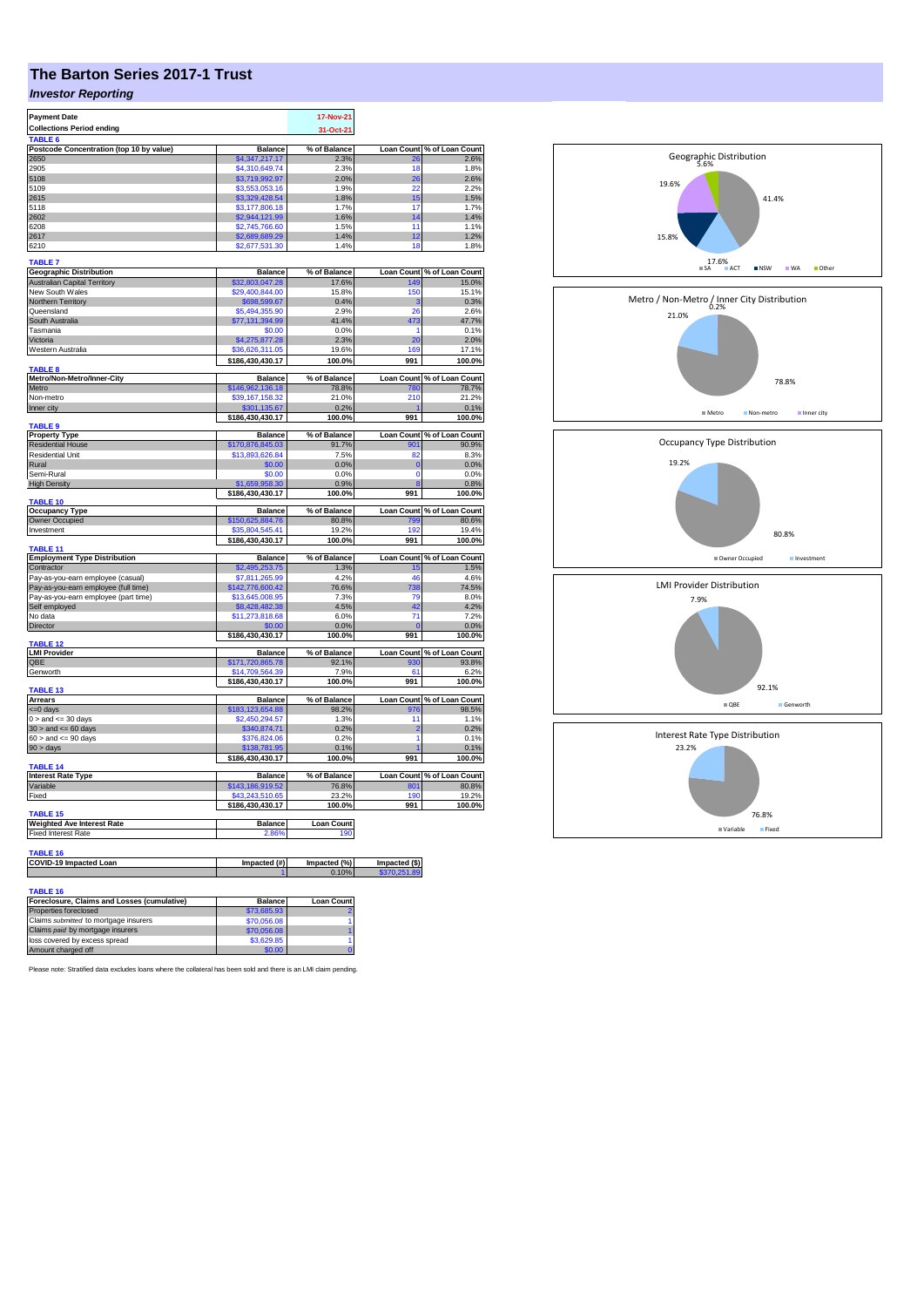# The Barton Series 2017-1 Trust

## *Investor Reporting*

| | |
|---|---|
| **Payment Date** | 17-Nov-21 |
| **Collections Period ending** | 31-Oct-21 |

**TABLE 6**

| Postcode Concentration (top 10 by value) | Balance | % of Balance | Loan Count | % of Loan Count |
|---|---|---|---|---|
| 2650 | $4,347,217.17 | 2.3% | 26 | 2.6% |
| 2905 | $4,310,649.74 | 2.3% | 18 | 1.8% |
| 5108 | $3,719,992.97 | 2.0% | 26 | 2.6% |
| 5109 | $3,553,053.16 | 1.9% | 22 | 2.2% |
| 2615 | $3,329,428.54 | 1.8% | 15 | 1.5% |
| 5118 | $3,177,806.18 | 1.7% | 17 | 1.7% |
| 2602 | $2,944,121.99 | 1.6% | 14 | 1.4% |
| 6208 | $2,745,766.60 | 1.5% | 11 | 1.1% |
| 2617 | $2,689,689.29 | 1.4% | 12 | 1.2% |
| 6210 | $2,677,531.30 | 1.4% | 18 | 1.8% |

**TABLE 7**

| Geographic Distribution | Balance | % of Balance | Loan Count | % of Loan Count |
|---|---|---|---|---|
| Australian Capital Territory | $32,803,047.28 | 17.6% | 149 | 15.0% |
| New South Wales | $29,400,844.00 | 15.8% | 150 | 15.1% |
| Northern Territory | $698,599.67 | 0.4% | 3 | 0.3% |
| Queensland | $5,494,355.90 | 2.9% | 26 | 2.6% |
| South Australia | $77,131,394.99 | 41.4% | 473 | 47.7% |
| Tasmania | $0.00 | 0.0% | 1 | 0.1% |
| Victoria | $4,275,877.28 | 2.3% | 20 | 2.0% |
| Western Australia | $36,626,311.05 | 19.6% | 169 | 17.1% |
| | $186,430,430.17 | 100.0% | 991 | 100.0% |

**TABLE 8**

| Metro/Non-Metro/Inner-City | Balance | % of Balance | Loan Count | % of Loan Count |
|---|---|---|---|---|
| Metro | $146,962,136.18 | 78.8% | 780 | 78.7% |
| Non-metro | $39,167,158.32 | 21.0% | 210 | 21.2% |
| Inner city | $301,135.67 | 0.2% | 1 | 0.1% |
| | $186,430,430.17 | 100.0% | 991 | 100.0% |

**TABLE 9**

| Property Type | Balance | % of Balance | Loan Count | % of Loan Count |
|---|---|---|---|---|
| Residential House | $170,876,845.03 | 91.7% | 901 | 90.9% |
| Residential Unit | $13,893,626.84 | 7.5% | 82 | 8.3% |
| Rural | $0.00 | 0.0% | 0 | 0.0% |
| Semi-Rural | $0.00 | 0.0% | 0 | 0.0% |
| High Density | $1,659,958.30 | 0.9% | 8 | 0.8% |
| | $186,430,430.17 | 100.0% | 991 | 100.0% |

**TABLE 10**

| Occupancy Type | Balance | % of Balance | Loan Count | % of Loan Count |
|---|---|---|---|---|
| Owner Occupied | $150,625,884.76 | 80.8% | 799 | 80.6% |
| Investment | $35,804,545.41 | 19.2% | 192 | 19.4% |
| | $186,430,430.17 | 100.0% | 991 | 100.0% |

**TABLE 11**

| Employment Type Distribution | Balance | % of Balance | Loan Count | % of Loan Count |
|---|---|---|---|---|
| Contractor | $2,495,253.75 | 1.3% | 15 | 1.5% |
| Pay-as-you-earn employee (casual) | $7,811,265.99 | 4.2% | 46 | 4.6% |
| Pay-as-you-earn employee (full time) | $142,776,600.42 | 76.6% | 738 | 74.5% |
| Pay-as-you-earn employee (part time) | $13,645,008.95 | 7.3% | 79 | 8.0% |
| Self employed | $8,428,482.38 | 4.5% | 42 | 4.2% |
| No data | $11,273,818.68 | 6.0% | 71 | 7.2% |
| Director | $0.00 | 0.0% | 0 | 0.0% |
| | $186,430,430.17 | 100.0% | 991 | 100.0% |

**TABLE 12**

| LMI Provider | Balance | % of Balance | Loan Count | % of Loan Count |
|---|---|---|---|---|
| QBE | $171,720,865.78 | 92.1% | 930 | 93.8% |
| Genworth | $14,709,564.39 | 7.9% | 61 | 6.2% |
| | $186,430,430.17 | 100.0% | 991 | 100.0% |

**TABLE 13**

| Arrears | Balance | % of Balance | Loan Count | % of Loan Count |
|---|---|---|---|---|
| <=0 days | $183,123,654.88 | 98.2% | 976 | 98.5% |
| 0 > and <= 30 days | $2,450,294.57 | 1.3% | 11 | 1.1% |
| 30 > and <= 60 days | $340,874.71 | 0.2% | 2 | 0.2% |
| 60 > and <= 90 days | $376,824.06 | 0.2% | 1 | 0.1% |
| 90 > days | $138,781.95 | 0.1% | 1 | 0.1% |
| | $186,430,430.17 | 100.0% | 991 | 100.0% |

**TABLE 14**

| Interest Rate Type | Balance | % of Balance | Loan Count | % of Loan Count |
|---|---|---|---|---|
| Variable | $143,186,919.52 | 76.8% | 801 | 80.8% |
| Fixed | $43,243,510.65 | 23.2% | 190 | 19.2% |
| | $186,430,430.17 | 100.0% | 991 | 100.0% |

**TABLE 15**

| Weighted Ave Interest Rate | Balance | Loan Count |
|---|---|---|
| Fixed Interest Rate | 2.86% | 190 |

**TABLE 16**

| COVID-19 Impacted Loan | Impacted (#) | Impacted (%) | Impacted ($) |
|---|---|---|---|
| | 1 | 0.10% | $370,251.89 |

**TABLE 16**

| Foreclosure, Claims and Losses (cumulative) | Balance | Loan Count |
|---|---|---|
| Properties foreclosed | $73,685.93 | 2 |
| Claims *submitted* to mortgage insurers | $70,056.08 | 1 |
| Claims *paid* by mortgage insurers | $70,056.08 | 1 |
| loss covered by excess spread | $3,629.85 | 1 |
| Amount charged off | $0.00 | 0 |

Please note: Stratified data excludes loans where the collateral has been sold and there is an LMI claim pending.

Geographic Distribution
5.6%
19.6%
41.4%
15.8%
17.6%
SA ACT NSW WA Other

Metro / Non-Metro / Inner City Distribution
0.2%
21.0%
78.8%
Metro Non-metro Inner city

Occupancy Type Distribution
19.2%
80.8%
Owner Occupied Investment

LMI Provider Distribution
7.9%
92.1%
QBE Genworth

Interest Rate Type Distribution
23.2%
76.8%
Variable Fixed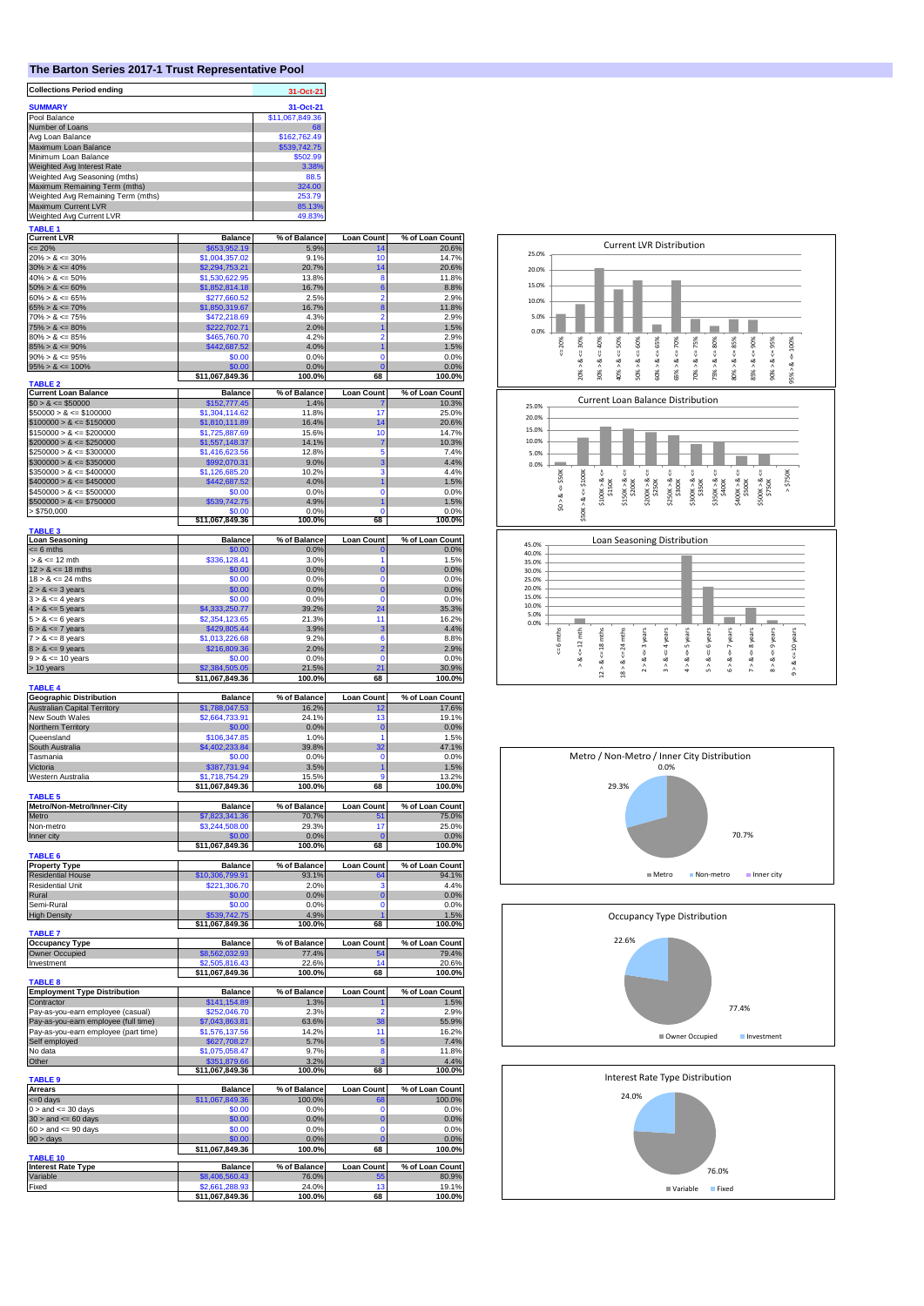# The Barton Series 2017-1 Trust Representative Pool

| Collections Period ending | 31-Oct-21 |
|---|---|

| SUMMARY | 31-Oct-21 |
|---|---|
| Pool Balance | $11,067,849.36 |
| Number of Loans | 68 |
| Avg Loan Balance | $162,762.49 |
| Maximum Loan Balance | $539,742.75 |
| Minimum Loan Balance | $502.99 |
| Weighted Avg Interest Rate | 3.38% |
| Weighted Avg Seasoning (mths) | 88.5 |
| Maximum Remaining Term (mths) | 324.00 |
| Weighted Avg Remaining Term (mths) | 253.79 |
| Maximum Current LVR | 85.13% |
| Weighted Avg Current LVR | 49.83% |

**TABLE 1**

| Current LVR | Balance | % of Balance | Loan Count | % of Loan Count |
|---|---|---|---|---|
| <= 20% | $653,952.19 | 5.9% | 14 | 20.6% |
| 20% > & <= 30% | $1,004,357.02 | 9.1% | 10 | 14.7% |
| 30% > & <= 40% | $2,294,753.21 | 20.7% | 14 | 20.6% |
| 40% > & <= 50% | $1,530,622.95 | 13.8% | 8 | 11.8% |
| 50% > & <= 60% | $1,852,814.18 | 16.7% | 6 | 8.8% |
| 60% > & <= 65% | $277,660.52 | 2.5% | 2 | 2.9% |
| 65% > & <= 70% | $1,850,319.67 | 16.7% | 8 | 11.8% |
| 70% > & <= 75% | $472,218.69 | 4.3% | 2 | 2.9% |
| 75% > & <= 80% | $222,702.71 | 2.0% | 1 | 1.5% |
| 80% > & <= 85% | $465,760.70 | 4.2% | 2 | 2.9% |
| 85% > & <= 90% | $442,687.52 | 4.0% | 1 | 1.5% |
| 90% > & <= 95% | $0.00 | 0.0% | 0 | 0.0% |
| 95% > & <= 100% | $0.00 | 0.0% | 0 | 0.0% |
| | $11,067,849.36 | 100.0% | 68 | 100.0% |

**TABLE 2**

| Current Loan Balance | Balance | % of Balance | Loan Count | % of Loan Count |
|---|---|---|---|---|
| $0 > & <= $50000 | $152,777.45 | 1.4% | 7 | 10.3% |
| $50000 > & <= $100000 | $1,304,114.62 | 11.8% | 17 | 25.0% |
| $100000 > & <= $150000 | $1,810,111.89 | 16.4% | 14 | 20.6% |
| $150000 > & <= $200000 | $1,725,887.69 | 15.6% | 10 | 14.7% |
| $200000 > & <= $250000 | $1,557,148.37 | 14.1% | 7 | 10.3% |
| $250000 > & <= $300000 | $1,416,623.56 | 12.8% | 5 | 7.4% |
| $300000 > & <= $350000 | $992,070.31 | 9.0% | 3 | 4.4% |
| $350000 > & <= $400000 | $1,126,685.20 | 10.2% | 3 | 4.4% |
| $400000 > & <= $450000 | $442,687.52 | 4.0% | 1 | 1.5% |
| $450000 > & <= $500000 | $0.00 | 0.0% | 0 | 0.0% |
| $500000 > & <= $750000 | $539,742.75 | 4.9% | 1 | 1.5% |
| > $750,000 | $0.00 | 0.0% | 0 | 0.0% |
| | $11,067,849.36 | 100.0% | 68 | 100.0% |

**TABLE 3**

| Loan Seasoning | Balance | % of Balance | Loan Count | % of Loan Count |
|---|---|---|---|---|
| <= 6 mths | $0.00 | 0.0% | 0 | 0.0% |
| > & <= 12 mth | $336,128.41 | 3.0% | 1 | 1.5% |
| 12 > & <= 18 mths | $0.00 | 0.0% | 0 | 0.0% |
| 18 > & <= 24 mths | $0.00 | 0.0% | 0 | 0.0% |
| 2 > & <= 3 years | $0.00 | 0.0% | 0 | 0.0% |
| 3 > & <= 4 years | $0.00 | 0.0% | 0 | 0.0% |
| 4 > & <= 5 years | $4,333,250.77 | 39.2% | 24 | 35.3% |
| 5 > & <= 6 years | $2,354,123.65 | 21.3% | 11 | 16.2% |
| 6 > & <= 7 years | $429,805.44 | 3.9% | 3 | 4.4% |
| 7 > & <= 8 years | $1,013,226.68 | 9.2% | 6 | 8.8% |
| 8 > & <= 9 years | $216,809.36 | 2.0% | 2 | 2.9% |
| 9 > & <= 10 years | $0.00 | 0.0% | 0 | 0.0% |
| > 10 years | $2,384,505.05 | 21.5% | 21 | 30.9% |
| | $11,067,849.36 | 100.0% | 68 | 100.0% |

**TABLE 4**

| Geographic Distribution | Balance | % of Balance | Loan Count | % of Loan Count |
|---|---|---|---|---|
| Australian Capital Territory | $1,788,047.53 | 16.2% | 12 | 17.6% |
| New South Wales | $2,664,733.91 | 24.1% | 13 | 19.1% |
| Northern Territory | $0.00 | 0.0% | 0 | 0.0% |
| Queensland | $106,347.85 | 1.0% | 1 | 1.5% |
| South Australia | $4,402,233.84 | 39.8% | 32 | 47.1% |
| Tasmania | $0.00 | 0.0% | 0 | 0.0% |
| Victoria | $387,731.94 | 3.5% | 1 | 1.5% |
| Western Australia | $1,718,754.29 | 15.5% | 9 | 13.2% |
| | $11,067,849.36 | 100.0% | 68 | 100.0% |

**TABLE 5**

| Metro/Non-Metro/Inner-City | Balance | % of Balance | Loan Count | % of Loan Count |
|---|---|---|---|---|
| Metro | $7,823,341.36 | 70.7% | 51 | 75.0% |
| Non-metro | $3,244,508.00 | 29.3% | 17 | 25.0% |
| Inner city | $0.00 | 0.0% | 0 | 0.0% |
| | $11,067,849.36 | 100.0% | 68 | 100.0% |

**TABLE 6**

| Property Type | Balance | % of Balance | Loan Count | % of Loan Count |
|---|---|---|---|---|
| Residential House | $10,306,799.91 | 93.1% | 64 | 94.1% |
| Residential Unit | $221,306.70 | 2.0% | 3 | 4.4% |
| Rural | $0.00 | 0.0% | 0 | 0.0% |
| Semi-Rural | $0.00 | 0.0% | 0 | 0.0% |
| High Density | $539,742.75 | 4.9% | 1 | 1.5% |
| | $11,067,849.36 | 100.0% | 68 | 100.0% |

**TABLE 7**

| Occupancy Type | Balance | % of Balance | Loan Count | % of Loan Count |
|---|---|---|---|---|
| Owner Occupied | $8,562,032.93 | 77.4% | 54 | 79.4% |
| Investment | $2,505,816.43 | 22.6% | 14 | 20.6% |
| | $11,067,849.36 | 100.0% | 68 | 100.0% |

**TABLE 8**

| Employment Type Distribution | Balance | % of Balance | Loan Count | % of Loan Count |
|---|---|---|---|---|
| Contractor | $141,154.89 | 1.3% | 1 | 1.5% |
| Pay-as-you-earn employee (casual) | $252,046.70 | 2.3% | 2 | 2.9% |
| Pay-as-you-earn employee (full time) | $7,043,863.81 | 63.6% | 38 | 55.9% |
| Pay-as-you-earn employee (part time) | $1,576,137.56 | 14.2% | 11 | 16.2% |
| Self employed | $627,708.27 | 5.7% | 5 | 7.4% |
| No data | $1,075,058.47 | 9.7% | 8 | 11.8% |
| Other | $351,879.66 | 3.2% | 3 | 4.4% |
| | $11,067,849.36 | 100.0% | 68 | 100.0% |

**TABLE 9**

| Arrears | Balance | % of Balance | Loan Count | % of Loan Count |
|---|---|---|---|---|
| <=0 days | $11,067,849.36 | 100.0% | 68 | 100.0% |
| 0 > and <= 30 days | $0.00 | 0.0% | 0 | 0.0% |
| 30 > and <= 60 days | $0.00 | 0.0% | 0 | 0.0% |
| 60 > and <= 90 days | $0.00 | 0.0% | 0 | 0.0% |
| 90 > days | $0.00 | 0.0% | 0 | 0.0% |
| | $11,067,849.36 | 100.0% | 68 | 100.0% |

**TABLE 10**

| Interest Rate Type | Balance | % of Balance | Loan Count | % of Loan Count |
|---|---|---|---|---|
| Variable | $8,406,560.43 | 76.0% | 55 | 80.9% |
| Fixed | $2,661,288.93 | 24.0% | 13 | 19.1% |
| | $11,067,849.36 | 100.0% | 68 | 100.0% |

Current LVR Distribution

25.0% 20.0% 15.0% 10.0% 5.0% 0.0%

<= 20%, 20% > & <= 30%, 30% > & <= 40%, 40% > & <= 50%, 50% > & <= 60%, 60% > & <= 65%, 65% > & <= 70%, 70% > & <= 75%, 75% > & <= 80%, 80% > & <= 85%, 85% > & <= 90%, 90% > & <= 95%, 95% > & <= 100%

Current Loan Balance Distribution

25.0% 20.0% 15.0% 10.0% 5.0% 0.0%

$0 > & <= $50K, $50K > & <= $100K, $100K > & <= $150K, $150K > & <= $200K, $200K > & <= $250K, $250K > & <= $300K, $300K > & <= $350K, $350K > & <= $400K, $400K > & <= $500K, $500K > & <= $750K, > $750K

Loan Seasoning Distribution

45.0% 40.0% 35.0% 30.0% 25.0% 20.0% 15.0% 10.0% 5.0% 0.0%

<= 6 mths, > & <= 12 mth, 12 > & <= 18 mths, 18 > & <= 24 mths, 2 > & <= 3 years, 3 > & <= 4 years, 4 > & <= 5 years, 5 > & <= 6 years, 6 > & <= 7 years, 7 > & <= 8 years, 8 > & <= 9 years, 9 > & <= 10 years

Metro / Non-Metro / Inner City Distribution

0.0%
29.3%
70.7%

Metro, Non-metro, Inner city

Occupancy Type Distribution

22.6%
77.4%

Owner Occupied, Investment

Interest Rate Type Distribution

24.0%
76.0%

Variable, Fixed